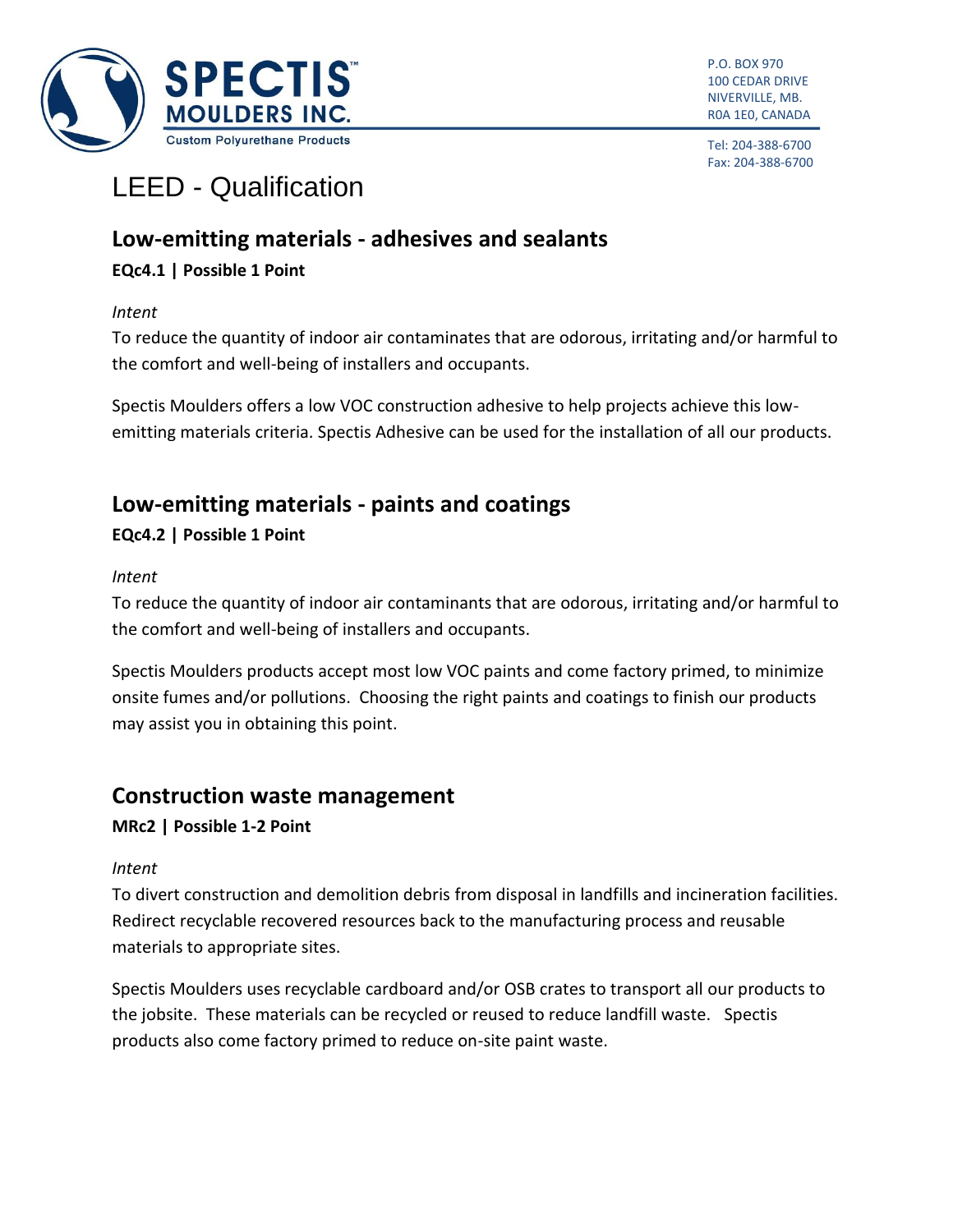SPECTIS™ MOULDERS INC.
Custom Polyurethane Products

P.O. BOX 970
100 CEDAR DRIVE
NIVERVILLE, MB.
R0A 1E0, CANADA

Tel: 204-388-6700
Fax: 204-388-6700

# LEED - Qualification

## Low-emitting materials - adhesives and sealants

**EQc4.1 | Possible 1 Point**

*Intent*

To reduce the quantity of indoor air contaminates that are odorous, irritating and/or harmful to the comfort and well-being of installers and occupants.

Spectis Moulders offers a low VOC construction adhesive to help projects achieve this low-emitting materials criteria. Spectis Adhesive can be used for the installation of all our products.

## Low-emitting materials - paints and coatings

**EQc4.2 | Possible 1 Point**

*Intent*

To reduce the quantity of indoor air contaminants that are odorous, irritating and/or harmful to the comfort and well-being of installers and occupants.

Spectis Moulders products accept most low VOC paints and come factory primed, to minimize onsite fumes and/or pollutions. Choosing the right paints and coatings to finish our products may assist you in obtaining this point.

## Construction waste management

**MRc2 | Possible 1-2 Point**

*Intent*

To divert construction and demolition debris from disposal in landfills and incineration facilities. Redirect recyclable recovered resources back to the manufacturing process and reusable materials to appropriate sites.

Spectis Moulders uses recyclable cardboard and/or OSB crates to transport all our products to the jobsite. These materials can be recycled or reused to reduce landfill waste. Spectis products also come factory primed to reduce on-site paint waste.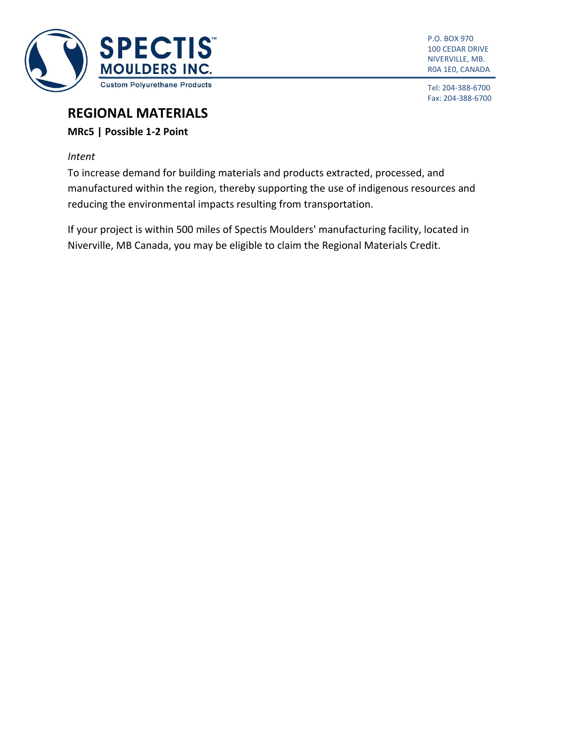SPECTIS™ MOULDERS INC.
Custom Polyurethane Products

P.O. BOX 970
100 CEDAR DRIVE
NIVERVILLE, MB.
R0A 1E0, CANADA

Tel: 204-388-6700
Fax: 204-388-6700

## REGIONAL MATERIALS

**MRc5 | Possible 1-2 Point**

*Intent*

To increase demand for building materials and products extracted, processed, and manufactured within the region, thereby supporting the use of indigenous resources and reducing the environmental impacts resulting from transportation.

If your project is within 500 miles of Spectis Moulders' manufacturing facility, located in Niverville, MB Canada, you may be eligible to claim the Regional Materials Credit.